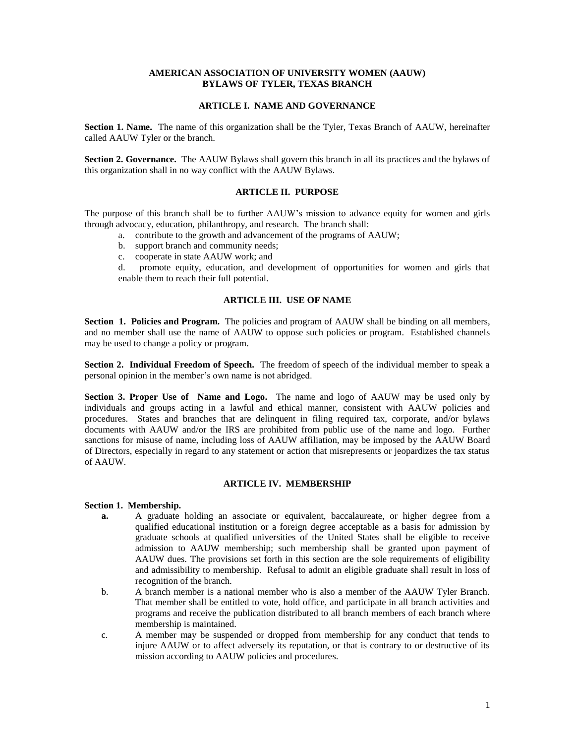# AMERICAN ASSOCIATION OF UNIVERSITY WOMEN (AAUW)
# BYLAWS OF TYLER, TEXAS BRANCH

## ARTICLE I. NAME AND GOVERNANCE

**Section 1. Name.** The name of this organization shall be the Tyler, Texas Branch of AAUW, hereinafter called AAUW Tyler or the branch.

**Section 2. Governance.** The AAUW Bylaws shall govern this branch in all its practices and the bylaws of this organization shall in no way conflict with the AAUW Bylaws.

## ARTICLE II. PURPOSE

The purpose of this branch shall be to further AAUW's mission to advance equity for women and girls through advocacy, education, philanthropy, and research. The branch shall:

a. contribute to the growth and advancement of the programs of AAUW;
b. support branch and community needs;
c. cooperate in state AAUW work; and
d. promote equity, education, and development of opportunities for women and girls that enable them to reach their full potential.

## ARTICLE III. USE OF NAME

**Section 1. Policies and Program.** The policies and program of AAUW shall be binding on all members, and no member shall use the name of AAUW to oppose such policies or program. Established channels may be used to change a policy or program.

**Section 2. Individual Freedom of Speech.** The freedom of speech of the individual member to speak a personal opinion in the member's own name is not abridged.

**Section 3. Proper Use of Name and Logo.** The name and logo of AAUW may be used only by individuals and groups acting in a lawful and ethical manner, consistent with AAUW policies and procedures. States and branches that are delinquent in filing required tax, corporate, and/or bylaws documents with AAUW and/or the IRS are prohibited from public use of the name and logo. Further sanctions for misuse of name, including loss of AAUW affiliation, may be imposed by the AAUW Board of Directors, especially in regard to any statement or action that misrepresents or jeopardizes the tax status of AAUW.

## ARTICLE IV. MEMBERSHIP

**Section 1. Membership.**

**a.** A graduate holding an associate or equivalent, baccalaureate, or higher degree from a qualified educational institution or a foreign degree acceptable as a basis for admission by graduate schools at qualified universities of the United States shall be eligible to receive admission to AAUW membership; such membership shall be granted upon payment of AAUW dues. The provisions set forth in this section are the sole requirements of eligibility and admissibility to membership. Refusal to admit an eligible graduate shall result in loss of recognition of the branch.

b. A branch member is a national member who is also a member of the AAUW Tyler Branch. That member shall be entitled to vote, hold office, and participate in all branch activities and programs and receive the publication distributed to all branch members of each branch where membership is maintained.

c. A member may be suspended or dropped from membership for any conduct that tends to injure AAUW or to affect adversely its reputation, or that is contrary to or destructive of its mission according to AAUW policies and procedures.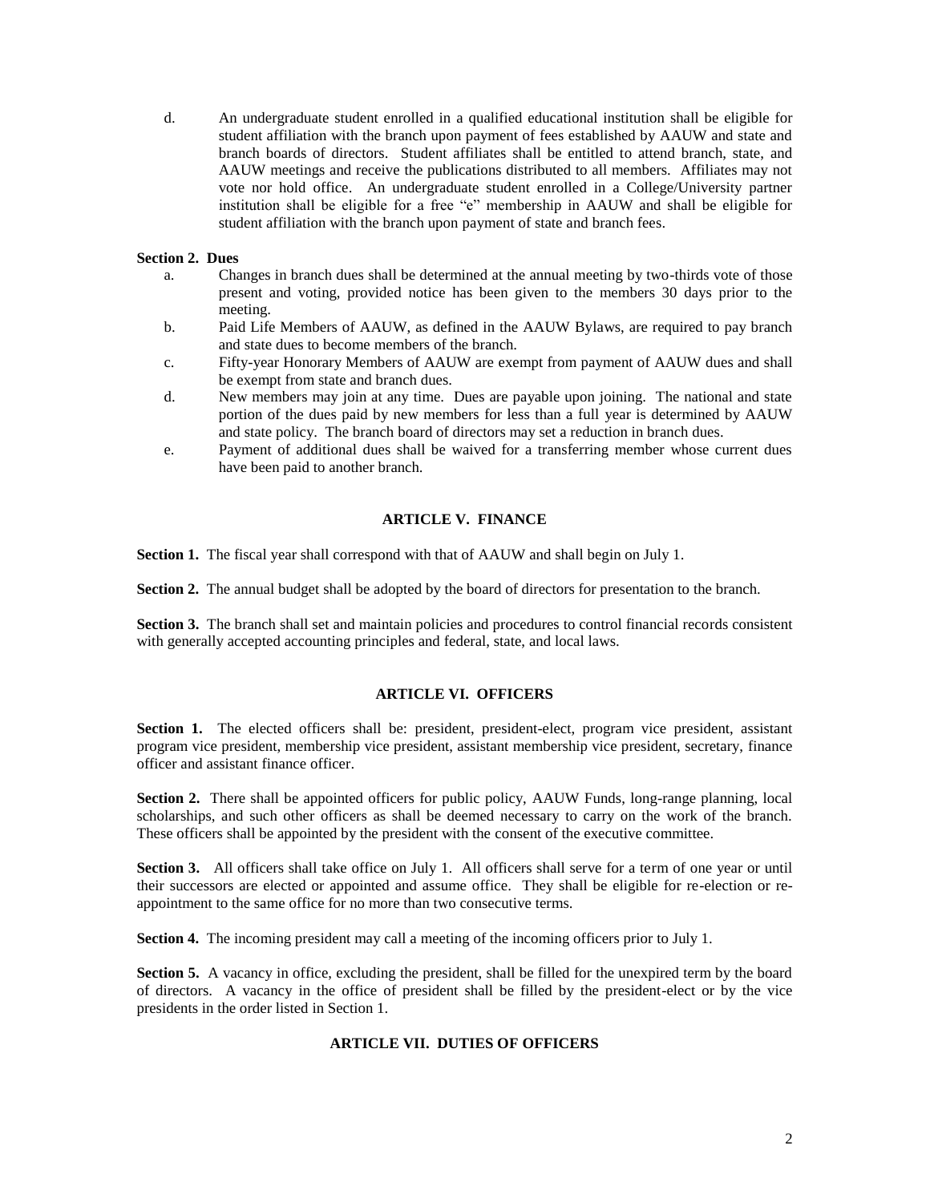d. An undergraduate student enrolled in a qualified educational institution shall be eligible for student affiliation with the branch upon payment of fees established by AAUW and state and branch boards of directors. Student affiliates shall be entitled to attend branch, state, and AAUW meetings and receive the publications distributed to all members. Affiliates may not vote nor hold office. An undergraduate student enrolled in a College/University partner institution shall be eligible for a free "e" membership in AAUW and shall be eligible for student affiliation with the branch upon payment of state and branch fees.

**Section 2. Dues**

a. Changes in branch dues shall be determined at the annual meeting by two-thirds vote of those present and voting, provided notice has been given to the members 30 days prior to the meeting.

b. Paid Life Members of AAUW, as defined in the AAUW Bylaws, are required to pay branch and state dues to become members of the branch.

c. Fifty-year Honorary Members of AAUW are exempt from payment of AAUW dues and shall be exempt from state and branch dues.

d. New members may join at any time. Dues are payable upon joining. The national and state portion of the dues paid by new members for less than a full year is determined by AAUW and state policy. The branch board of directors may set a reduction in branch dues.

e. Payment of additional dues shall be waived for a transferring member whose current dues have been paid to another branch.

## ARTICLE V. FINANCE

**Section 1.** The fiscal year shall correspond with that of AAUW and shall begin on July 1.

**Section 2.** The annual budget shall be adopted by the board of directors for presentation to the branch.

**Section 3.** The branch shall set and maintain policies and procedures to control financial records consistent with generally accepted accounting principles and federal, state, and local laws.

## ARTICLE VI. OFFICERS

**Section 1.** The elected officers shall be: president, president-elect, program vice president, assistant program vice president, membership vice president, assistant membership vice president, secretary, finance officer and assistant finance officer.

**Section 2.** There shall be appointed officers for public policy, AAUW Funds, long-range planning, local scholarships, and such other officers as shall be deemed necessary to carry on the work of the branch. These officers shall be appointed by the president with the consent of the executive committee.

**Section 3.** All officers shall take office on July 1. All officers shall serve for a term of one year or until their successors are elected or appointed and assume office. They shall be eligible for re-election or re-appointment to the same office for no more than two consecutive terms.

**Section 4.** The incoming president may call a meeting of the incoming officers prior to July 1.

**Section 5.** A vacancy in office, excluding the president, shall be filled for the unexpired term by the board of directors. A vacancy in the office of president shall be filled by the president-elect or by the vice presidents in the order listed in Section 1.

## ARTICLE VII. DUTIES OF OFFICERS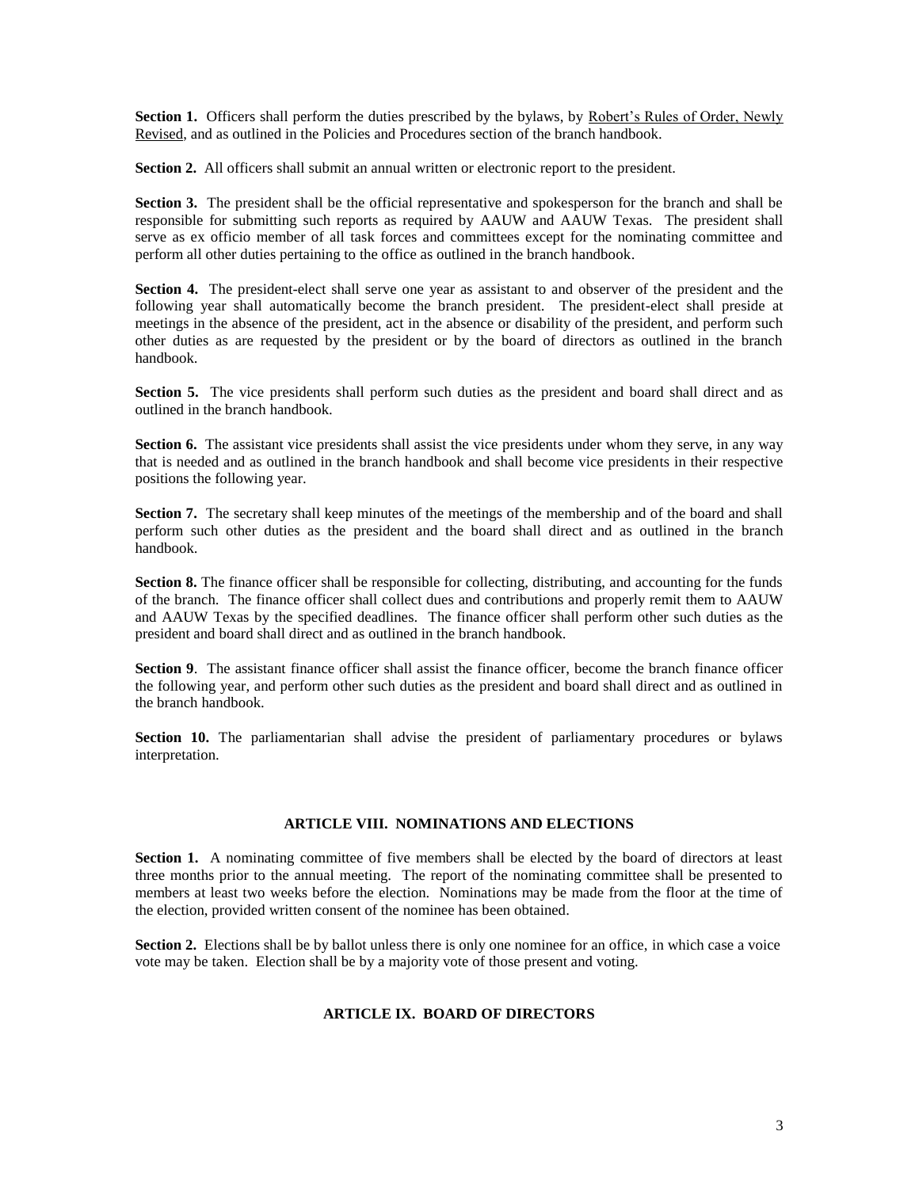**Section 1.** Officers shall perform the duties prescribed by the bylaws, by Robert's Rules of Order, Newly Revised, and as outlined in the Policies and Procedures section of the branch handbook.

**Section 2.** All officers shall submit an annual written or electronic report to the president.

**Section 3.** The president shall be the official representative and spokesperson for the branch and shall be responsible for submitting such reports as required by AAUW and AAUW Texas. The president shall serve as ex officio member of all task forces and committees except for the nominating committee and perform all other duties pertaining to the office as outlined in the branch handbook.

**Section 4.** The president-elect shall serve one year as assistant to and observer of the president and the following year shall automatically become the branch president. The president-elect shall preside at meetings in the absence of the president, act in the absence or disability of the president, and perform such other duties as are requested by the president or by the board of directors as outlined in the branch handbook.

**Section 5.** The vice presidents shall perform such duties as the president and board shall direct and as outlined in the branch handbook.

**Section 6.** The assistant vice presidents shall assist the vice presidents under whom they serve, in any way that is needed and as outlined in the branch handbook and shall become vice presidents in their respective positions the following year.

**Section 7.** The secretary shall keep minutes of the meetings of the membership and of the board and shall perform such other duties as the president and the board shall direct and as outlined in the branch handbook.

**Section 8.** The finance officer shall be responsible for collecting, distributing, and accounting for the funds of the branch. The finance officer shall collect dues and contributions and properly remit them to AAUW and AAUW Texas by the specified deadlines. The finance officer shall perform other such duties as the president and board shall direct and as outlined in the branch handbook.

**Section 9**. The assistant finance officer shall assist the finance officer, become the branch finance officer the following year, and perform other such duties as the president and board shall direct and as outlined in the branch handbook.

**Section 10.** The parliamentarian shall advise the president of parliamentary procedures or bylaws interpretation.

## ARTICLE VIII. NOMINATIONS AND ELECTIONS

**Section 1.** A nominating committee of five members shall be elected by the board of directors at least three months prior to the annual meeting. The report of the nominating committee shall be presented to members at least two weeks before the election. Nominations may be made from the floor at the time of the election, provided written consent of the nominee has been obtained.

**Section 2.** Elections shall be by ballot unless there is only one nominee for an office, in which case a voice vote may be taken. Election shall be by a majority vote of those present and voting.

## ARTICLE IX. BOARD OF DIRECTORS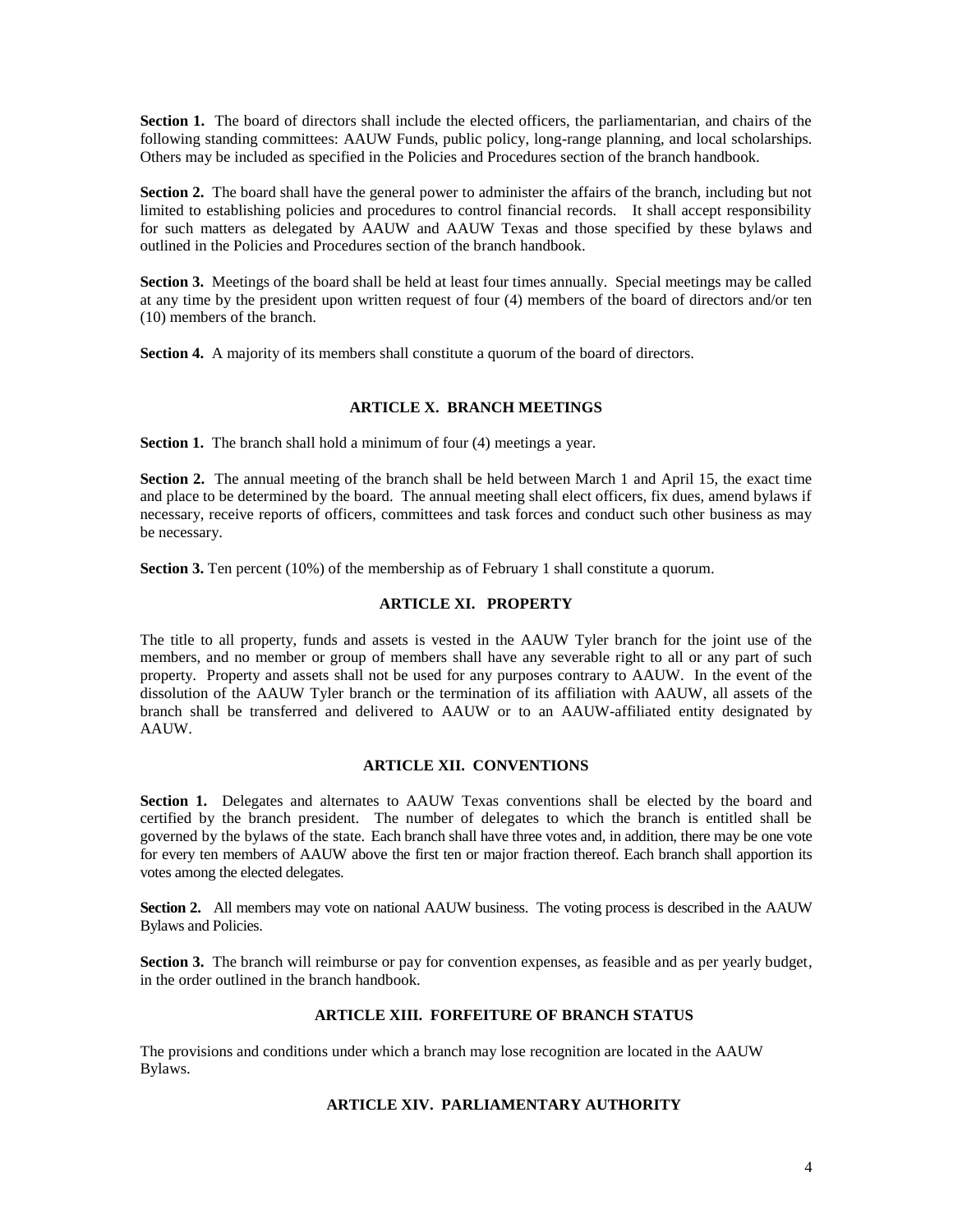**Section 1.** The board of directors shall include the elected officers, the parliamentarian, and chairs of the following standing committees: AAUW Funds, public policy, long-range planning, and local scholarships. Others may be included as specified in the Policies and Procedures section of the branch handbook.

**Section 2.** The board shall have the general power to administer the affairs of the branch, including but not limited to establishing policies and procedures to control financial records. It shall accept responsibility for such matters as delegated by AAUW and AAUW Texas and those specified by these bylaws and outlined in the Policies and Procedures section of the branch handbook.

**Section 3.** Meetings of the board shall be held at least four times annually. Special meetings may be called at any time by the president upon written request of four (4) members of the board of directors and/or ten (10) members of the branch.

**Section 4.** A majority of its members shall constitute a quorum of the board of directors.

## ARTICLE X. BRANCH MEETINGS

**Section 1.** The branch shall hold a minimum of four (4) meetings a year.

**Section 2.** The annual meeting of the branch shall be held between March 1 and April 15, the exact time and place to be determined by the board. The annual meeting shall elect officers, fix dues, amend bylaws if necessary, receive reports of officers, committees and task forces and conduct such other business as may be necessary.

**Section 3.** Ten percent (10%) of the membership as of February 1 shall constitute a quorum.

## ARTICLE XI. PROPERTY

The title to all property, funds and assets is vested in the AAUW Tyler branch for the joint use of the members, and no member or group of members shall have any severable right to all or any part of such property. Property and assets shall not be used for any purposes contrary to AAUW. In the event of the dissolution of the AAUW Tyler branch or the termination of its affiliation with AAUW, all assets of the branch shall be transferred and delivered to AAUW or to an AAUW-affiliated entity designated by AAUW.

## ARTICLE XII. CONVENTIONS

**Section 1.** Delegates and alternates to AAUW Texas conventions shall be elected by the board and certified by the branch president. The number of delegates to which the branch is entitled shall be governed by the bylaws of the state. Each branch shall have three votes and, in addition, there may be one vote for every ten members of AAUW above the first ten or major fraction thereof. Each branch shall apportion its votes among the elected delegates.

**Section 2.** All members may vote on national AAUW business. The voting process is described in the AAUW Bylaws and Policies.

**Section 3.** The branch will reimburse or pay for convention expenses, as feasible and as per yearly budget, in the order outlined in the branch handbook.

## ARTICLE XIII. FORFEITURE OF BRANCH STATUS

The provisions and conditions under which a branch may lose recognition are located in the AAUW Bylaws.

## ARTICLE XIV. PARLIAMENTARY AUTHORITY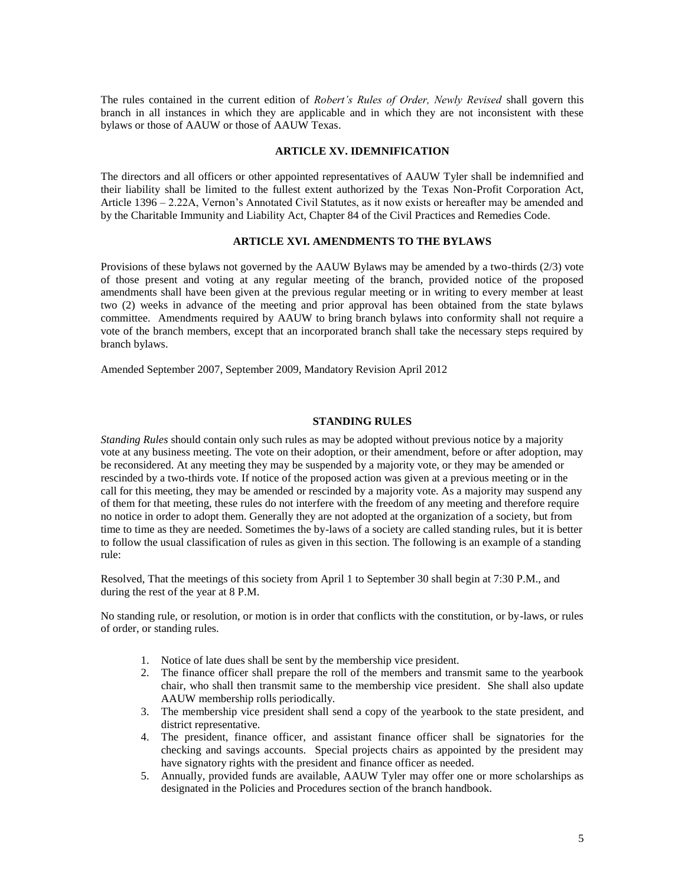The rules contained in the current edition of *Robert's Rules of Order, Newly Revised* shall govern this branch in all instances in which they are applicable and in which they are not inconsistent with these bylaws or those of AAUW or those of AAUW Texas.

## ARTICLE XV. IDEMNIFICATION

The directors and all officers or other appointed representatives of AAUW Tyler shall be indemnified and their liability shall be limited to the fullest extent authorized by the Texas Non-Profit Corporation Act, Article 1396 – 2.22A, Vernon's Annotated Civil Statutes, as it now exists or hereafter may be amended and by the Charitable Immunity and Liability Act, Chapter 84 of the Civil Practices and Remedies Code.

## ARTICLE XVI. AMENDMENTS TO THE BYLAWS

Provisions of these bylaws not governed by the AAUW Bylaws may be amended by a two-thirds (2/3) vote of those present and voting at any regular meeting of the branch, provided notice of the proposed amendments shall have been given at the previous regular meeting or in writing to every member at least two (2) weeks in advance of the meeting and prior approval has been obtained from the state bylaws committee. Amendments required by AAUW to bring branch bylaws into conformity shall not require a vote of the branch members, except that an incorporated branch shall take the necessary steps required by branch bylaws.

Amended September 2007, September 2009, Mandatory Revision April 2012

## STANDING RULES

*Standing Rules* should contain only such rules as may be adopted without previous notice by a majority vote at any business meeting. The vote on their adoption, or their amendment, before or after adoption, may be reconsidered. At any meeting they may be suspended by a majority vote, or they may be amended or rescinded by a two-thirds vote. If notice of the proposed action was given at a previous meeting or in the call for this meeting, they may be amended or rescinded by a majority vote. As a majority may suspend any of them for that meeting, these rules do not interfere with the freedom of any meeting and therefore require no notice in order to adopt them. Generally they are not adopted at the organization of a society, but from time to time as they are needed. Sometimes the by-laws of a society are called standing rules, but it is better to follow the usual classification of rules as given in this section. The following is an example of a standing rule:

Resolved, That the meetings of this society from April 1 to September 30 shall begin at 7:30 P.M., and during the rest of the year at 8 P.M.

No standing rule, or resolution, or motion is in order that conflicts with the constitution, or by-laws, or rules of order, or standing rules.

1. Notice of late dues shall be sent by the membership vice president.
2. The finance officer shall prepare the roll of the members and transmit same to the yearbook chair, who shall then transmit same to the membership vice president. She shall also update AAUW membership rolls periodically.
3. The membership vice president shall send a copy of the yearbook to the state president, and district representative.
4. The president, finance officer, and assistant finance officer shall be signatories for the checking and savings accounts. Special projects chairs as appointed by the president may have signatory rights with the president and finance officer as needed.
5. Annually, provided funds are available, AAUW Tyler may offer one or more scholarships as designated in the Policies and Procedures section of the branch handbook.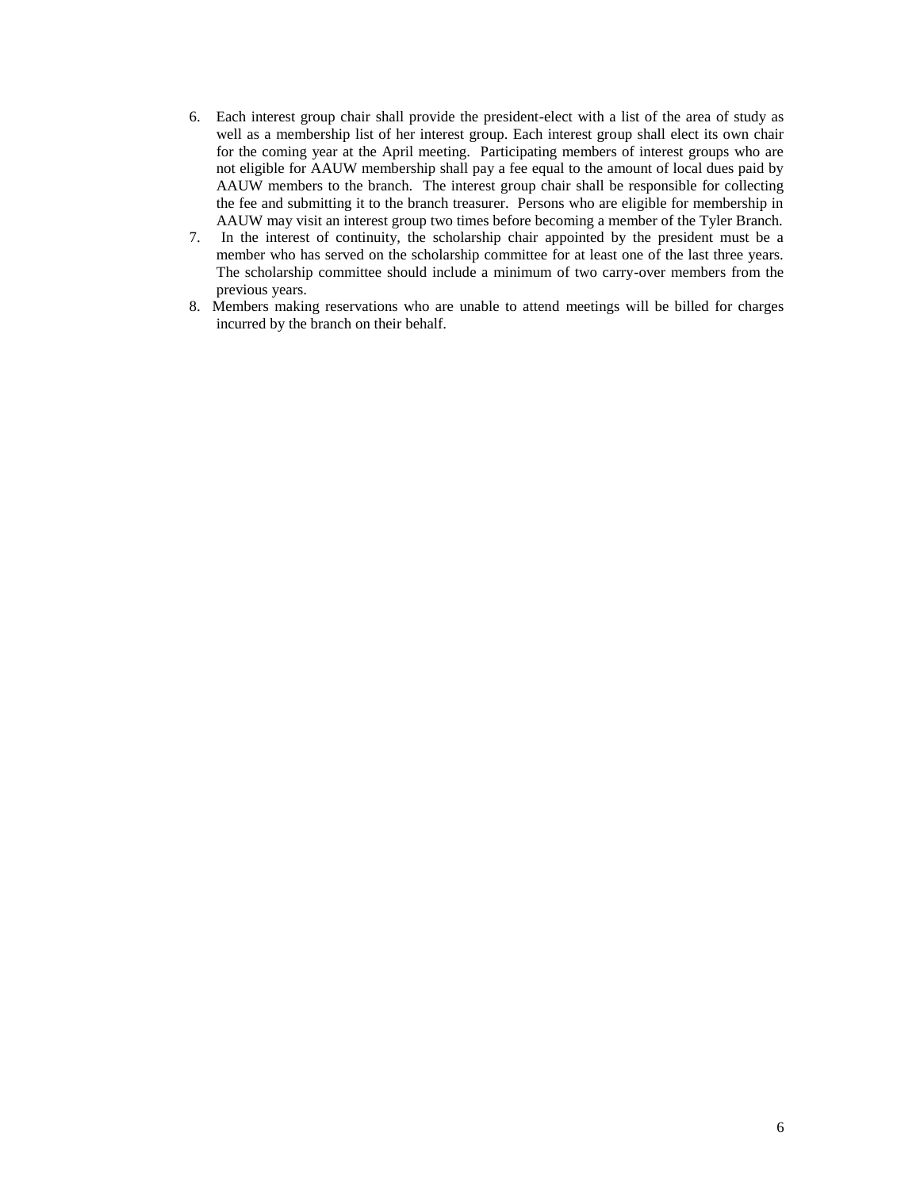6. Each interest group chair shall provide the president-elect with a list of the area of study as well as a membership list of her interest group. Each interest group shall elect its own chair for the coming year at the April meeting. Participating members of interest groups who are not eligible for AAUW membership shall pay a fee equal to the amount of local dues paid by AAUW members to the branch. The interest group chair shall be responsible for collecting the fee and submitting it to the branch treasurer. Persons who are eligible for membership in AAUW may visit an interest group two times before becoming a member of the Tyler Branch.
7. In the interest of continuity, the scholarship chair appointed by the president must be a member who has served on the scholarship committee for at least one of the last three years. The scholarship committee should include a minimum of two carry-over members from the previous years.
8. Members making reservations who are unable to attend meetings will be billed for charges incurred by the branch on their behalf.